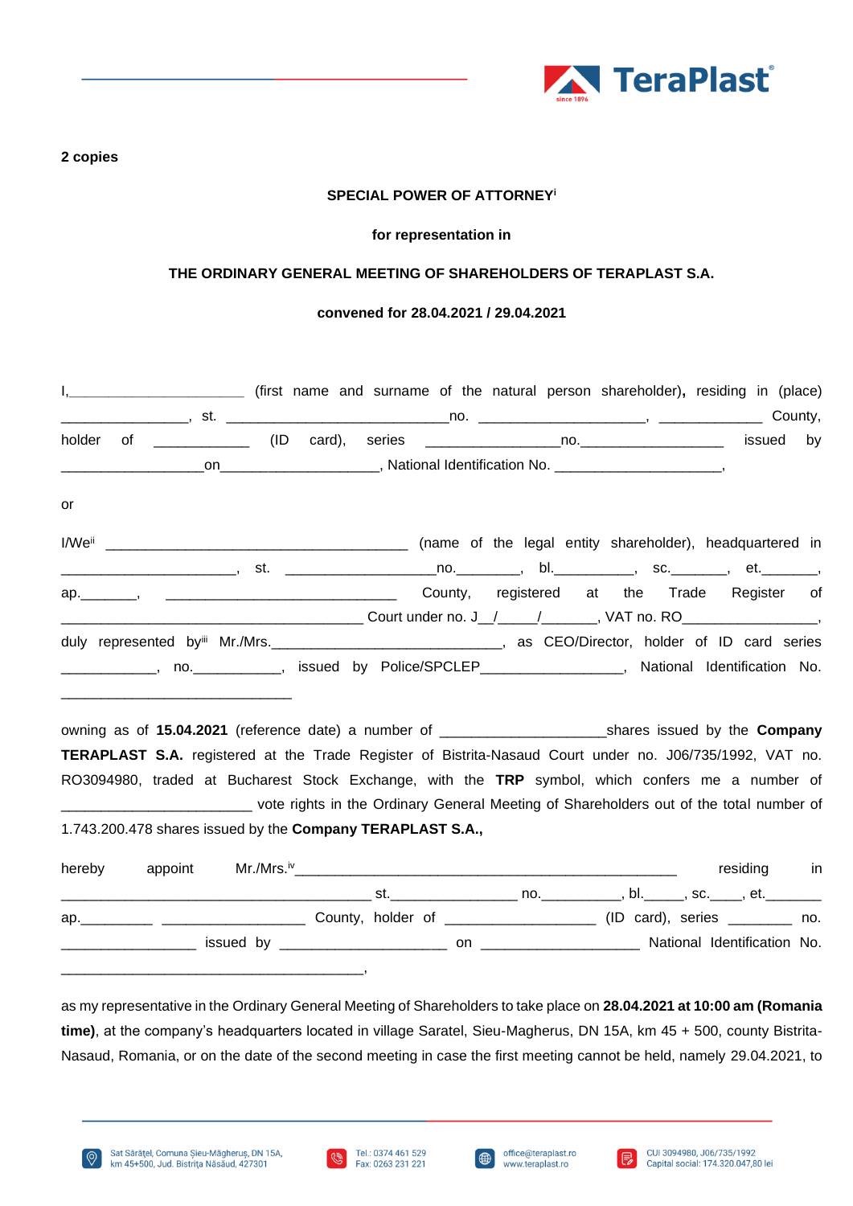**2 copies**

**SPECIAL POWER OF ATTORNEY**[i]

**for representation in**

**THE ORDINARY GENERAL MEETING OF SHAREHOLDERS OF TERAPLAST S.A.**

**convened for 28.04.2021 / 29.04.2021**

I,_____________________ (first name and surname of the natural person shareholder)**,** residing in (place) _______________, st. ___________________________no. ____________________, ____________ County, holder of ___________ (ID card), series ________________no._________________ issued by _________________on___________________, National Identification No. ____________________,

or

I/We[ii] ____________________________________ (name of the legal entity shareholder), headquartered in _____________________, st. __________________no._______, bl._________, sc._______, et._______, ap._______, ____________________________ County, registered at the Trade Register of ____________________________________ Court under no. J__/_____/_______, VAT no. RO________________, duly represented by[iii] Mr./Mrs.____________________________, as CEO/Director, holder of ID card series ___________, no.__________, issued by Police/SPCLEP_________________, National Identification No. ___________________________

owning as of **15.04.2021** (reference date) a number of ___________________shares issued by the **Company TERAPLAST S.A.** registered at the Trade Register of Bistrita-Nasaud Court under no. J06/735/1992, VAT no. RO3094980, traded at Bucharest Stock Exchange, with the **TRP** symbol, which confers me a number of ______________________ vote rights in the Ordinary General Meeting of Shareholders out of the total number of 1.743.200.478 shares issued by the **Company TERAPLAST S.A.,**

hereby appoint Mr./Mrs.[iv]_____________________________________________ residing in _____________________________________ st._______________ no.__________, bl._____, sc.____, et._______ ap._________ __________________ County, holder of __________________ (ID card), series ________ no. ________________ issued by ____________________ on ___________________ National Identification No. _____________________________________,

as my representative in the Ordinary General Meeting of Shareholders to take place on **28.04.2021 at 10:00 am (Romania time)**, at the company's headquarters located in village Saratel, Sieu-Magherus, DN 15A, km 45 + 500, county Bistrita-Nasaud, Romania, or on the date of the second meeting in case the first meeting cannot be held, namely 29.04.2021, to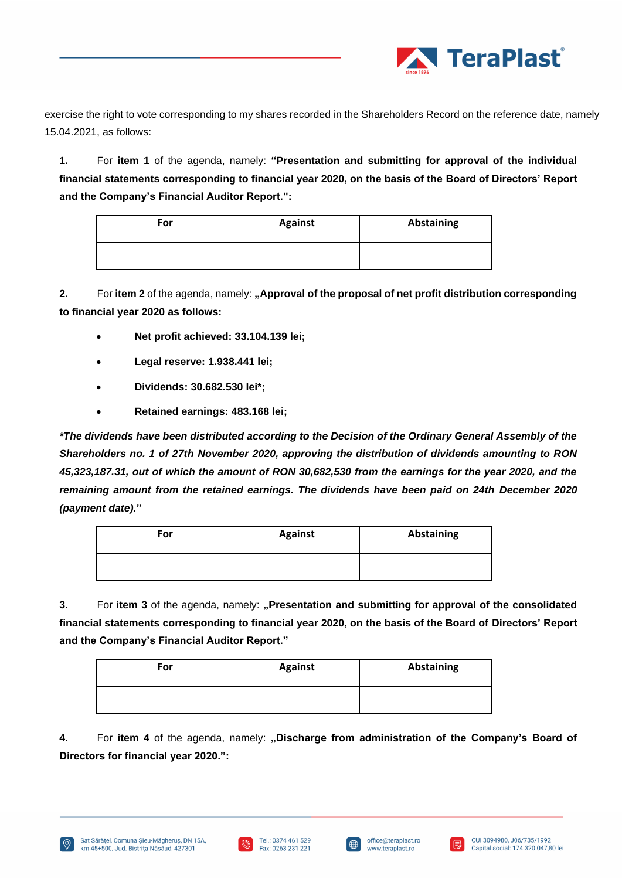exercise the right to vote corresponding to my shares recorded in the Shareholders Record on the reference date, namely 15.04.2021, as follows:

**1.** For **item 1** of the agenda, namely: **"Presentation and submitting for approval of the individual financial statements corresponding to financial year 2020, on the basis of the Board of Directors' Report and the Company's Financial Auditor Report.":**

| For | Against | Abstaining |
| --- | --- | --- |
| | | |

**2.** For **item 2** of the agenda, namely: **„Approval of the proposal of net profit distribution corresponding to financial year 2020 as follows:**

- **Net profit achieved: 33.104.139 lei;**
- **Legal reserve: 1.938.441 lei;**
- **Dividends: 30.682.530 lei*;**
- **Retained earnings: 483.168 lei;**

***The dividends have been distributed according to the Decision of the Ordinary General Assembly of the Shareholders no. 1 of 27th November 2020, approving the distribution of dividends amounting to RON 45,323,187.31, out of which the amount of RON 30,682,530 from the earnings for the year 2020, and the remaining amount from the retained earnings. The dividends have been paid on 24th December 2020 (payment date).**"

| For | Against | Abstaining |
| --- | --- | --- |
| | | |

**3.** For **item 3** of the agenda, namely: **„Presentation and submitting for approval of the consolidated financial statements corresponding to financial year 2020, on the basis of the Board of Directors' Report and the Company's Financial Auditor Report."**

| For | Against | Abstaining |
| --- | --- | --- |
| | | |

**4.** For **item 4** of the agenda, namely: **„Discharge from administration of the Company's Board of Directors for financial year 2020.":**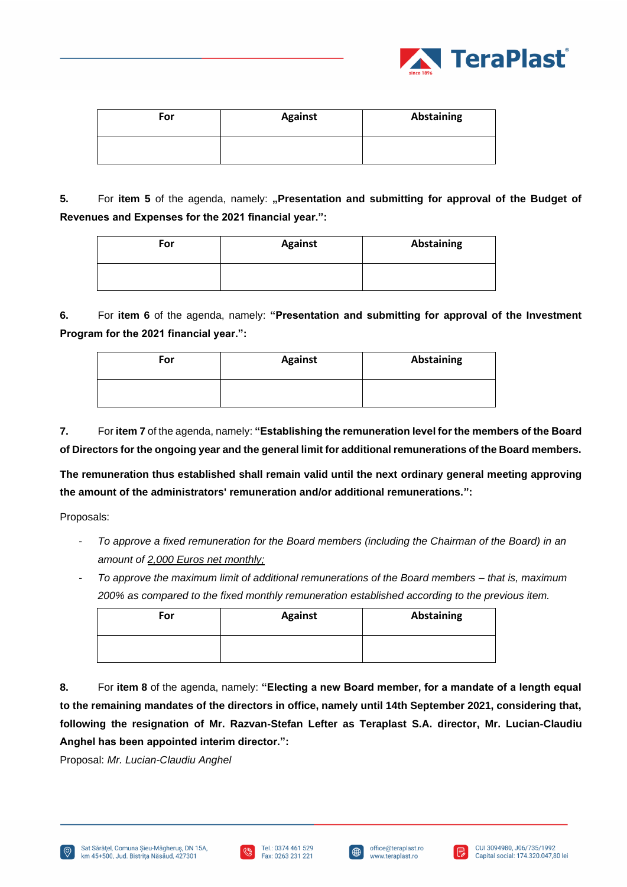| For | Against | Abstaining |
|---|---|---|
| | | |

**5.** For **item 5** of the agenda, namely: **„Presentation and submitting for approval of the Budget of Revenues and Expenses for the 2021 financial year.":**

| For | Against | Abstaining |
|---|---|---|
| | | |

**6.** For **item 6** of the agenda, namely: **"Presentation and submitting for approval of the Investment Program for the 2021 financial year.":**

| For | Against | Abstaining |
|---|---|---|
| | | |

**7.** For **item 7** of the agenda, namely: **"Establishing the remuneration level for the members of the Board of Directors for the ongoing year and the general limit for additional remunerations of the Board members.**

**The remuneration thus established shall remain valid until the next ordinary general meeting approving the amount of the administrators' remuneration and/or additional remunerations.":**

Proposals:

- *To approve a fixed remuneration for the Board members (including the Chairman of the Board) in an amount of 2,000 Euros net monthly;*
- *To approve the maximum limit of additional remunerations of the Board members – that is, maximum 200% as compared to the fixed monthly remuneration established according to the previous item.*

| For | Against | Abstaining |
|---|---|---|
| | | |

**8.** For **item 8** of the agenda, namely: **"Electing a new Board member, for a mandate of a length equal to the remaining mandates of the directors in office, namely until 14th September 2021, considering that, following the resignation of Mr. Razvan-Stefan Lefter as Teraplast S.A. director, Mr. Lucian-Claudiu Anghel has been appointed interim director.":**

Proposal: *Mr. Lucian-Claudiu Anghel*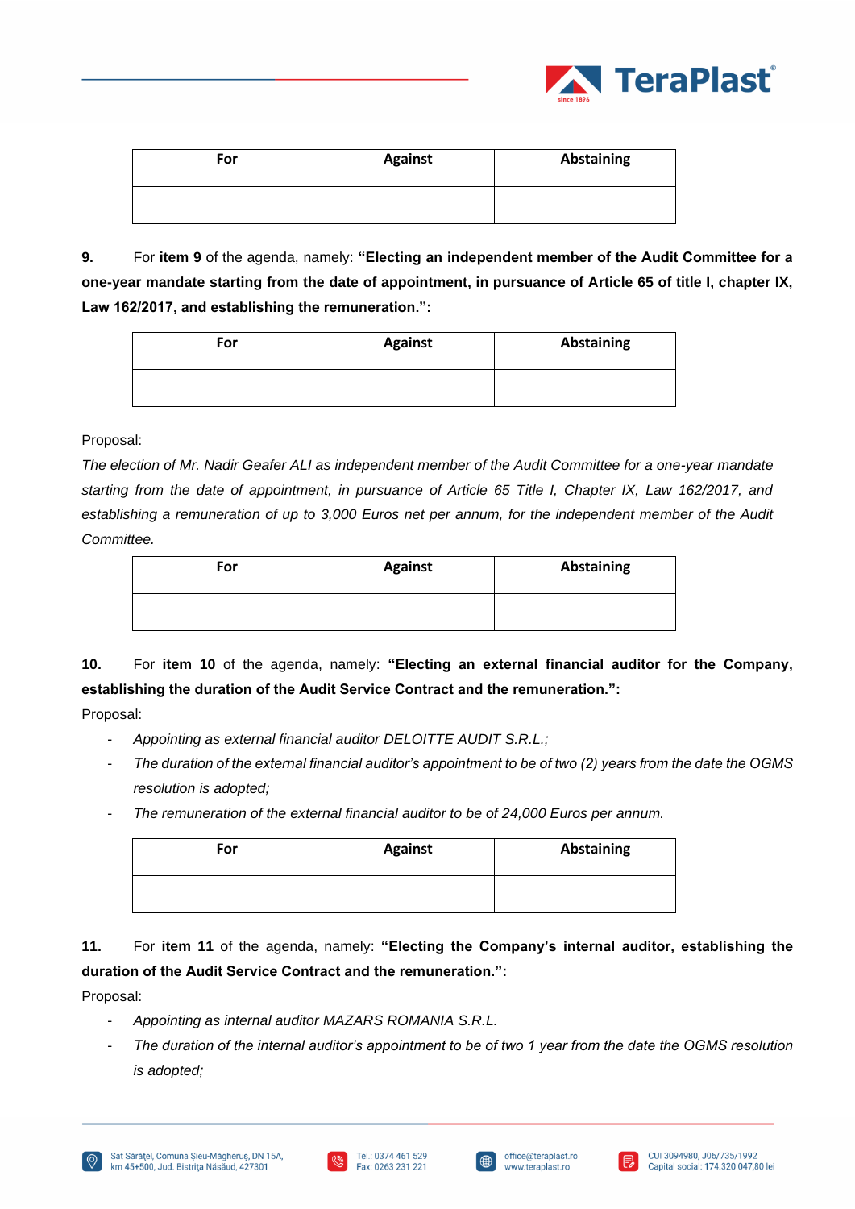| For | Against | Abstaining |
| --- | --- | --- |
| | | |

9. For **item 9** of the agenda, namely: **"Electing an independent member of the Audit Committee for a one-year mandate starting from the date of appointment, in pursuance of Article 65 of title I, chapter IX, Law 162/2017, and establishing the remuneration.":**

| For | Against | Abstaining |
| --- | --- | --- |
| | | |

Proposal:

*The election of Mr. Nadir Geafer ALI as independent member of the Audit Committee for a one-year mandate starting from the date of appointment, in pursuance of Article 65 Title I, Chapter IX, Law 162/2017, and establishing a remuneration of up to 3,000 Euros net per annum, for the independent member of the Audit Committee.*

| For | Against | Abstaining |
| --- | --- | --- |
| | | |

10. For **item 10** of the agenda, namely: **"Electing an external financial auditor for the Company, establishing the duration of the Audit Service Contract and the remuneration.":**

Proposal:

- *Appointing as external financial auditor DELOITTE AUDIT S.R.L.;*
- *The duration of the external financial auditor's appointment to be of two (2) years from the date the OGMS resolution is adopted;*
- *The remuneration of the external financial auditor to be of 24,000 Euros per annum.*

| For | Against | Abstaining |
| --- | --- | --- |
| | | |

11. For **item 11** of the agenda, namely: **"Electing the Company's internal auditor, establishing the duration of the Audit Service Contract and the remuneration.":**

Proposal:

- *Appointing as internal auditor MAZARS ROMANIA S.R.L.*
- *The duration of the internal auditor's appointment to be of two 1 year from the date the OGMS resolution is adopted;*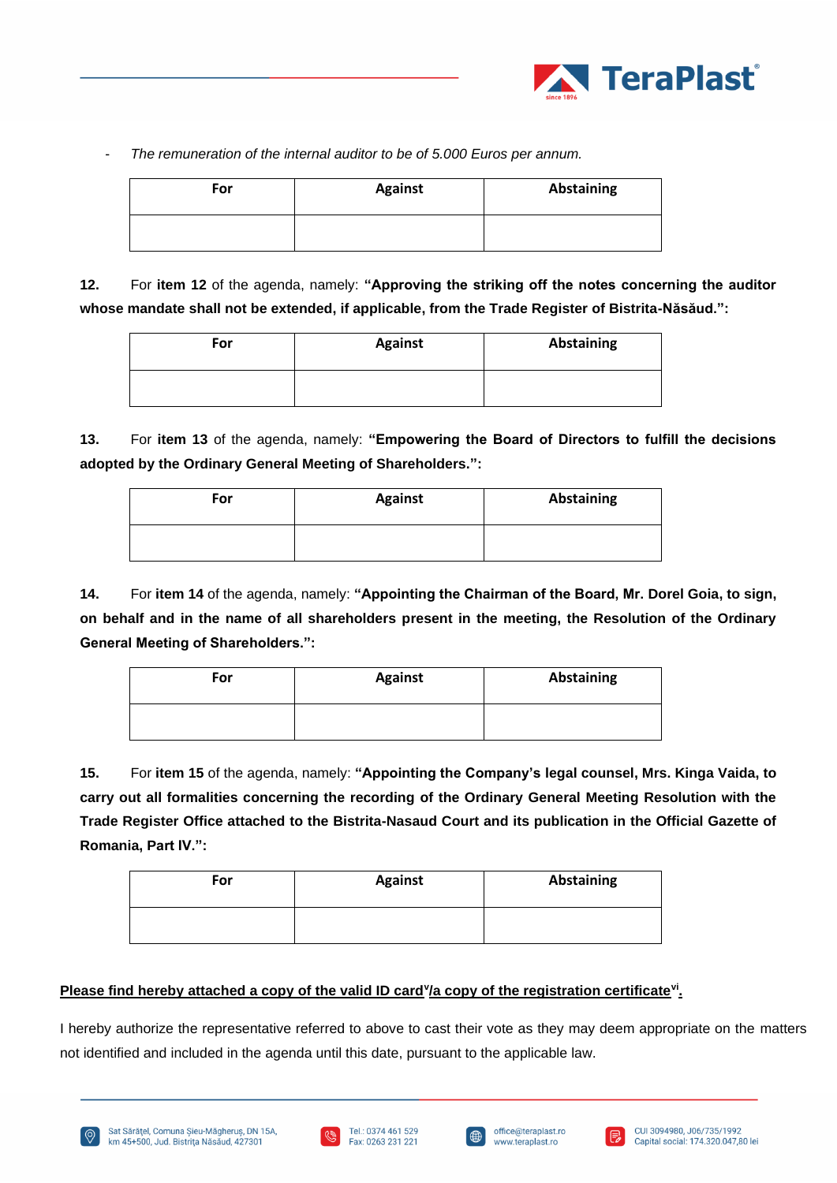- *The remuneration of the internal auditor to be of 5.000 Euros per annum.*

| For | Against | Abstaining |
| --- | --- | --- |
| | | |

**12.** For **item 12** of the agenda, namely: **"Approving the striking off the notes concerning the auditor whose mandate shall not be extended, if applicable, from the Trade Register of Bistrita-Năsăud.":**

| For | Against | Abstaining |
| --- | --- | --- |
| | | |

**13.** For **item 13** of the agenda, namely: **"Empowering the Board of Directors to fulfill the decisions adopted by the Ordinary General Meeting of Shareholders.":**

| For | Against | Abstaining |
| --- | --- | --- |
| | | |

**14.** For **item 14** of the agenda, namely: **"Appointing the Chairman of the Board, Mr. Dorel Goia, to sign, on behalf and in the name of all shareholders present in the meeting, the Resolution of the Ordinary General Meeting of Shareholders.":**

| For | Against | Abstaining |
| --- | --- | --- |
| | | |

**15.** For **item 15** of the agenda, namely: **"Appointing the Company's legal counsel, Mrs. Kinga Vaida, to carry out all formalities concerning the recording of the Ordinary General Meeting Resolution with the Trade Register Office attached to the Bistrita-Nasaud Court and its publication in the Official Gazette of Romania, Part IV.":**

| For | Against | Abstaining |
| --- | --- | --- |
| | | |

**<u>Please find hereby attached a copy of the valid ID card[v]/a copy of the registration certificate[vi].</u>**

I hereby authorize the representative referred to above to cast their vote as they may deem appropriate on the matters not identified and included in the agenda until this date, pursuant to the applicable law.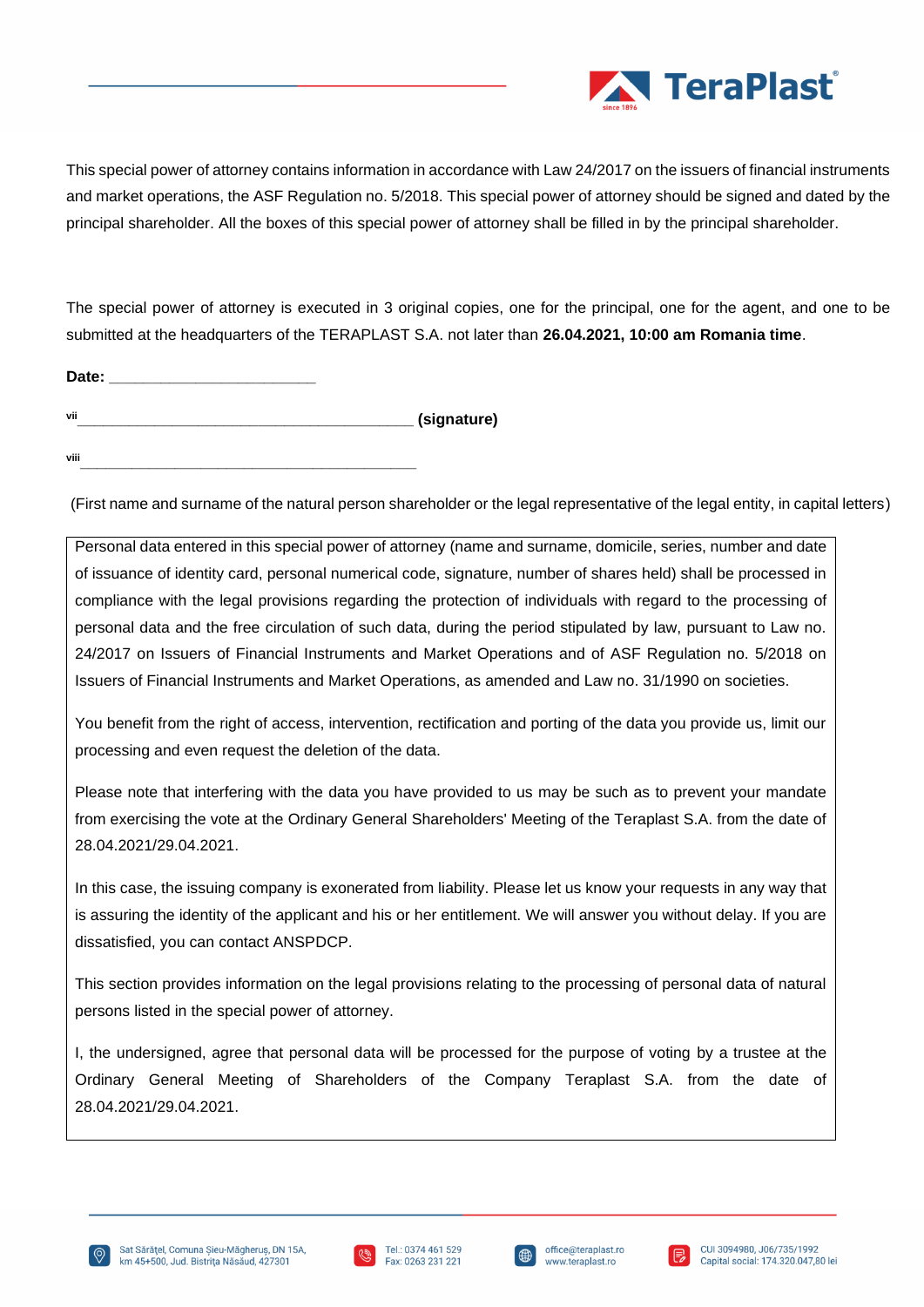This special power of attorney contains information in accordance with Law 24/2017 on the issuers of financial instruments and market operations, the ASF Regulation no. 5/2018. This special power of attorney should be signed and dated by the principal shareholder. All the boxes of this special power of attorney shall be filled in by the principal shareholder.

The special power of attorney is executed in 3 original copies, one for the principal, one for the agent, and one to be submitted at the headquarters of the TERAPLAST S.A. not later than **26.04.2021, 10:00 am Romania time**.

**Date:** ________________________

[vii]_________________________________________ **(signature)**

[viii]_________________________________________

(First name and surname of the natural person shareholder or the legal representative of the legal entity, in capital letters)

Personal data entered in this special power of attorney (name and surname, domicile, series, number and date of issuance of identity card, personal numerical code, signature, number of shares held) shall be processed in compliance with the legal provisions regarding the protection of individuals with regard to the processing of personal data and the free circulation of such data, during the period stipulated by law, pursuant to Law no. 24/2017 on Issuers of Financial Instruments and Market Operations and of ASF Regulation no. 5/2018 on Issuers of Financial Instruments and Market Operations, as amended and Law no. 31/1990 on societies.

You benefit from the right of access, intervention, rectification and porting of the data you provide us, limit our processing and even request the deletion of the data.

Please note that interfering with the data you have provided to us may be such as to prevent your mandate from exercising the vote at the Ordinary General Shareholders' Meeting of the Teraplast S.A. from the date of 28.04.2021/29.04.2021.

In this case, the issuing company is exonerated from liability. Please let us know your requests in any way that is assuring the identity of the applicant and his or her entitlement. We will answer you without delay. If you are dissatisfied, you can contact ANSPDCP.

This section provides information on the legal provisions relating to the processing of personal data of natural persons listed in the special power of attorney.

I, the undersigned, agree that personal data will be processed for the purpose of voting by a trustee at the Ordinary General Meeting of Shareholders of the Company Teraplast S.A. from the date of 28.04.2021/29.04.2021.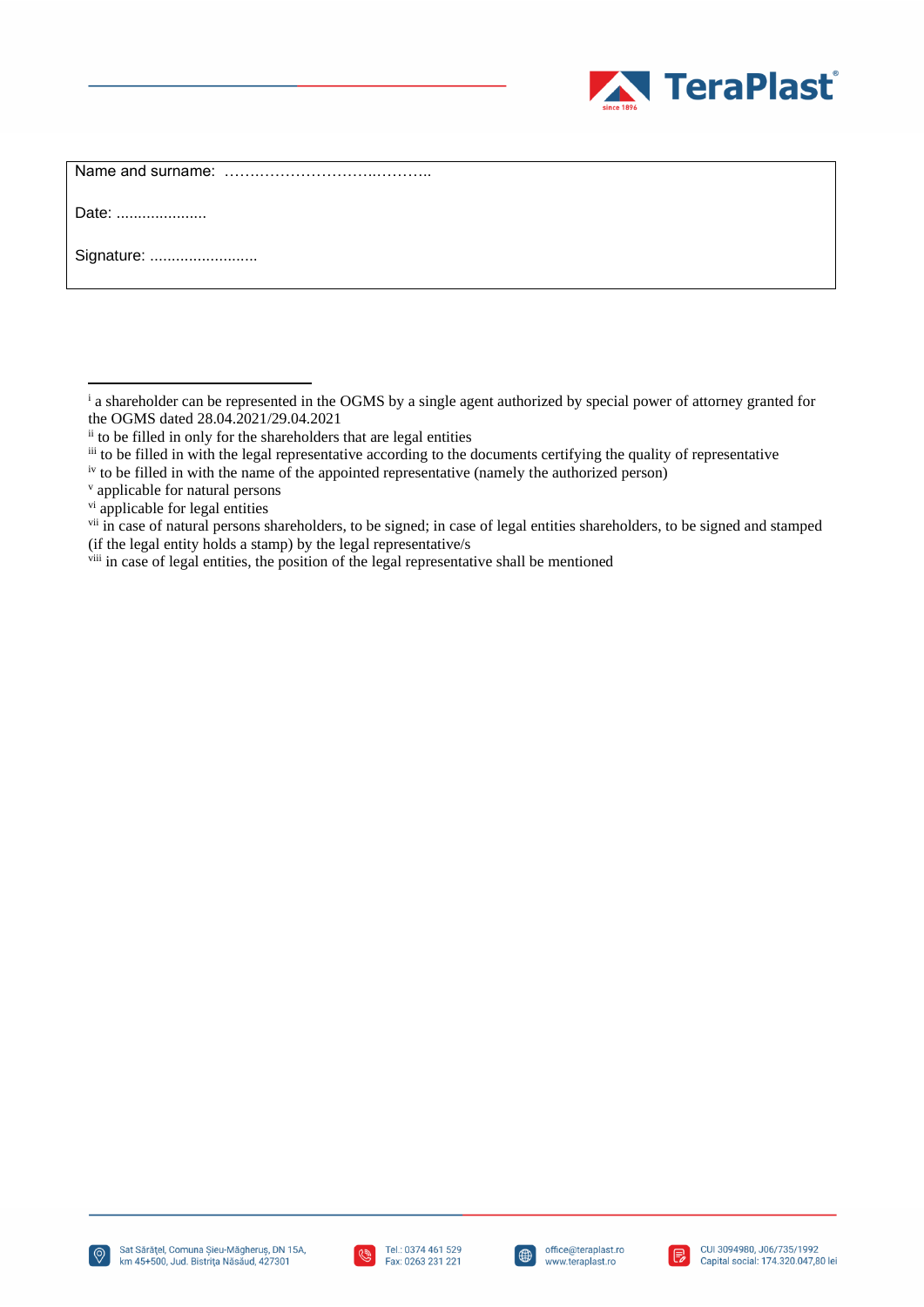Name and surname: …………………………..………..

Date: .....................

Signature: .........................

---

[i] a shareholder can be represented in the OGMS by a single agent authorized by special power of attorney granted for the OGMS dated 28.04.2021/29.04.2021

[ii] to be filled in only for the shareholders that are legal entities

[iii] to be filled in with the legal representative according to the documents certifying the quality of representative

[iv] to be filled in with the name of the appointed representative (namely the authorized person)

[v] applicable for natural persons

[vi] applicable for legal entities

[vii] in case of natural persons shareholders, to be signed; in case of legal entities shareholders, to be signed and stamped (if the legal entity holds a stamp) by the legal representative/s

[viii] in case of legal entities, the position of the legal representative shall be mentioned